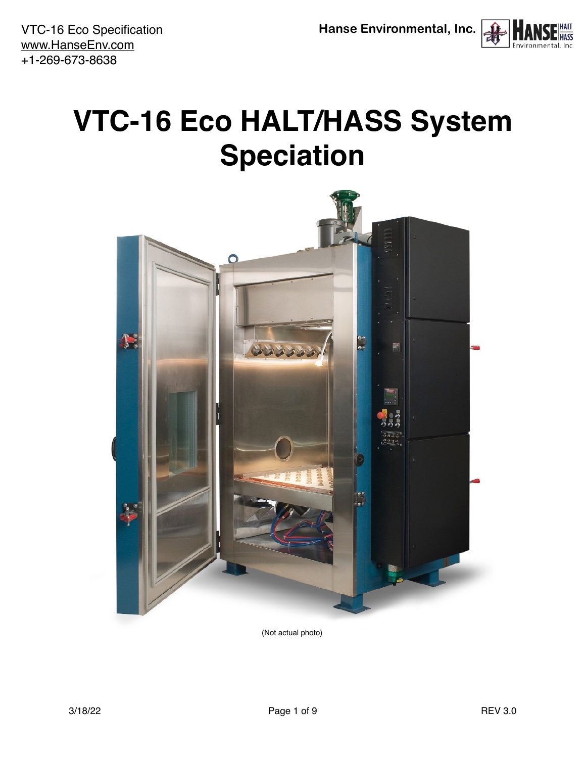VTC-16 Eco Specification
www.HanseEnv.com
+1-269-673-8638

Hanse Environmental, Inc.

# VTC-16 Eco HALT/HASS System Speciation

(Not actual photo)

3/18/22

REV 3.0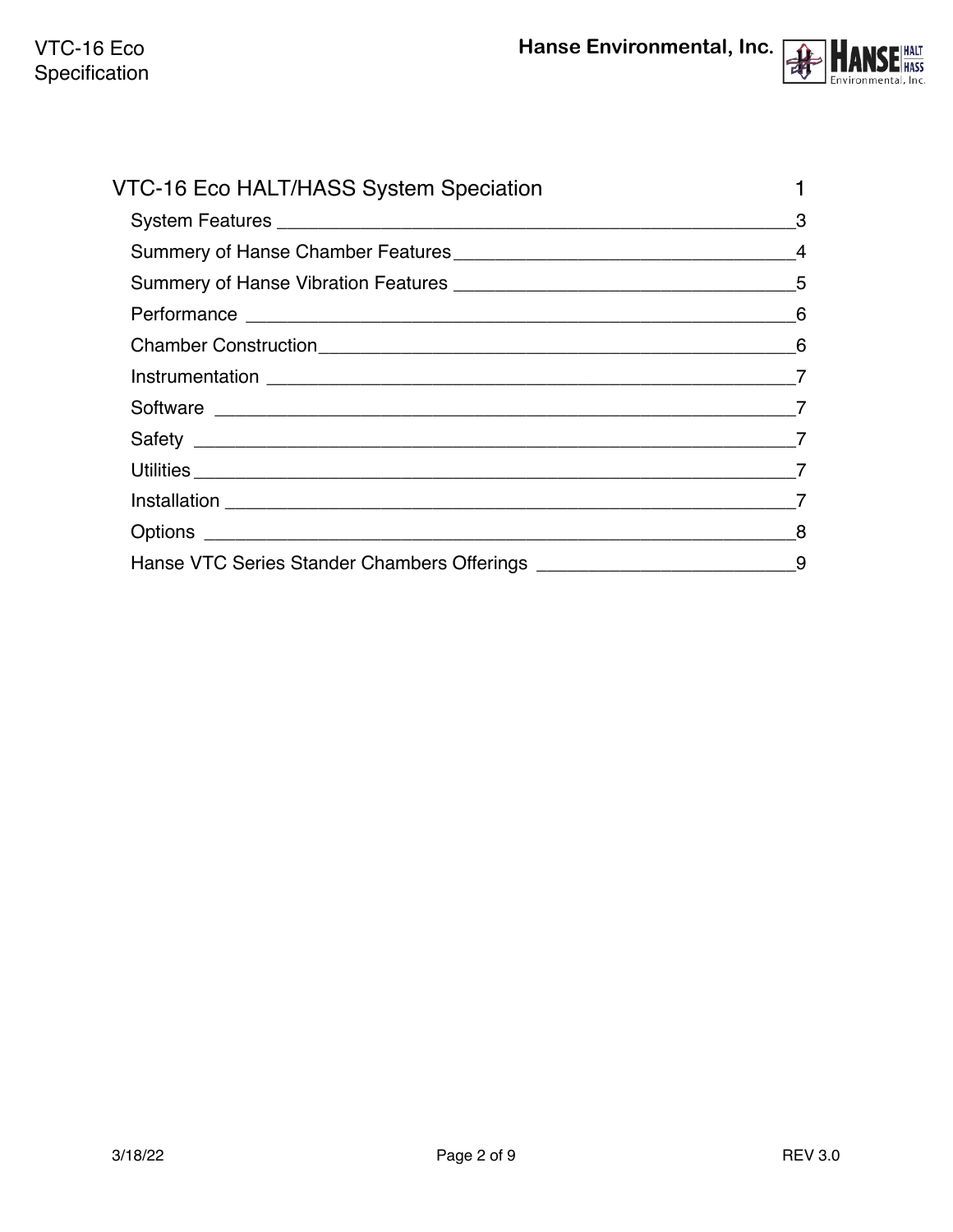VTC-16 Eco HALT/HASS System Speciation 1

System Features ____________________________________________________3

Summery of Hanse Chamber Features___________________________________4

Summery of Hanse Vibration Features __________________________________5

Performance ________________________________________________________6

Chamber Construction________________________________________________6

Instrumentation _____________________________________________________7

Software ____________________________________________________________7

Safety ______________________________________________________________7

Utilities _____________________________________________________________7

Installation __________________________________________________________7

Options ____________________________________________________________8

Hanse VTC Series Stander Chambers Offerings ___________________________9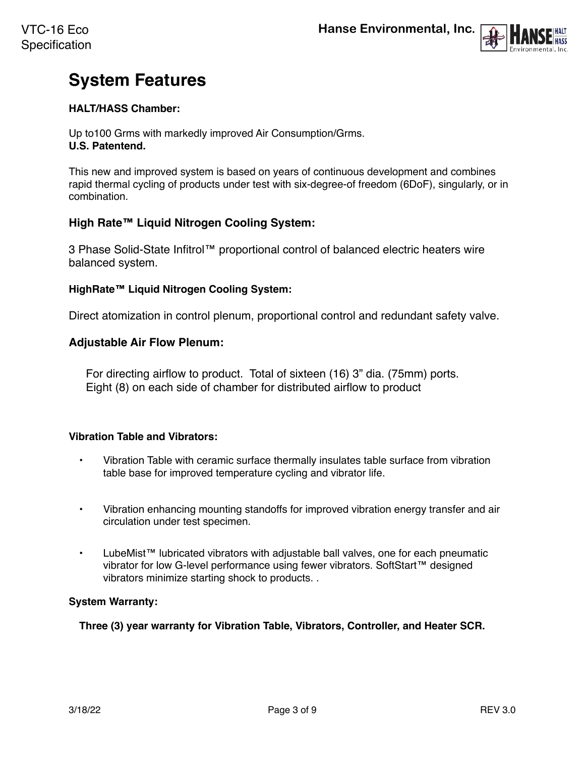# System Features

**HALT/HASS Chamber:**

Up to100 Grms with markedly improved Air Consumption/Grms.
**U.S. Patentend.**

This new and improved system is based on years of continuous development and combines rapid thermal cycling of products under test with six-degree-of freedom (6DoF), singularly, or in combination.

### High Rate™ Liquid Nitrogen Cooling System:

3 Phase Solid-State Infitrol™ proportional control of balanced electric heaters wire balanced system.

**HighRate™ Liquid Nitrogen Cooling System:**

Direct atomization in control plenum, proportional control and redundant safety valve.

### Adjustable Air Flow Plenum:

For directing airflow to product. Total of sixteen (16) 3" dia. (75mm) ports.
Eight (8) on each side of chamber for distributed airflow to product

**Vibration Table and Vibrators:**

- Vibration Table with ceramic surface thermally insulates table surface from vibration table base for improved temperature cycling and vibrator life.
- Vibration enhancing mounting standoffs for improved vibration energy transfer and air circulation under test specimen.
- LubeMist™ lubricated vibrators with adjustable ball valves, one for each pneumatic vibrator for low G-level performance using fewer vibrators. SoftStart™ designed vibrators minimize starting shock to products. .

**System Warranty:**

**Three (3) year warranty for Vibration Table, Vibrators, Controller, and Heater SCR.**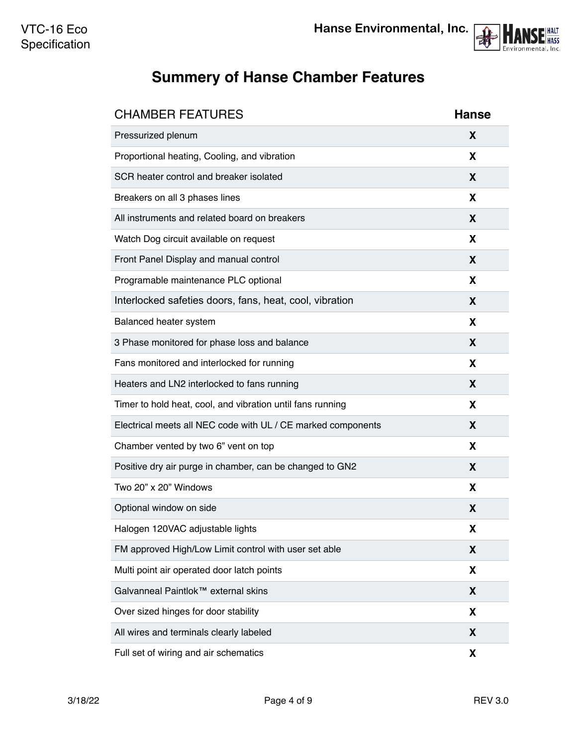# Summery of Hanse Chamber Features

| CHAMBER FEATURES | Hanse |
| --- | --- |
| Pressurized plenum | **X** |
| Proportional heating, Cooling, and vibration | **X** |
| SCR heater control and breaker isolated | **X** |
| Breakers on all 3 phases lines | **X** |
| All instruments and related board on breakers | **X** |
| Watch Dog circuit available on request | **X** |
| Front Panel Display and manual control | **X** |
| Programable maintenance PLC optional | **X** |
| Interlocked safeties doors, fans, heat, cool, vibration | **X** |
| Balanced heater system | **X** |
| 3 Phase monitored for phase loss and balance | **X** |
| Fans monitored and interlocked for running | **X** |
| Heaters and LN2 interlocked to fans running | **X** |
| Timer to hold heat, cool, and vibration until fans running | **X** |
| Electrical meets all NEC code with UL / CE marked components | **X** |
| Chamber vented by two 6" vent on top | **X** |
| Positive dry air purge in chamber, can be changed to GN2 | **X** |
| Two 20" x 20" Windows | **X** |
| Optional window on side | **X** |
| Halogen 120VAC adjustable lights | **X** |
| FM approved High/Low Limit control with user set able | **X** |
| Multi point air operated door latch points | **X** |
| Galvanneal Paintlok™ external skins | **X** |
| Over sized hinges for door stability | **X** |
| All wires and terminals clearly labeled | **X** |
| Full set of wiring and air schematics | **X** |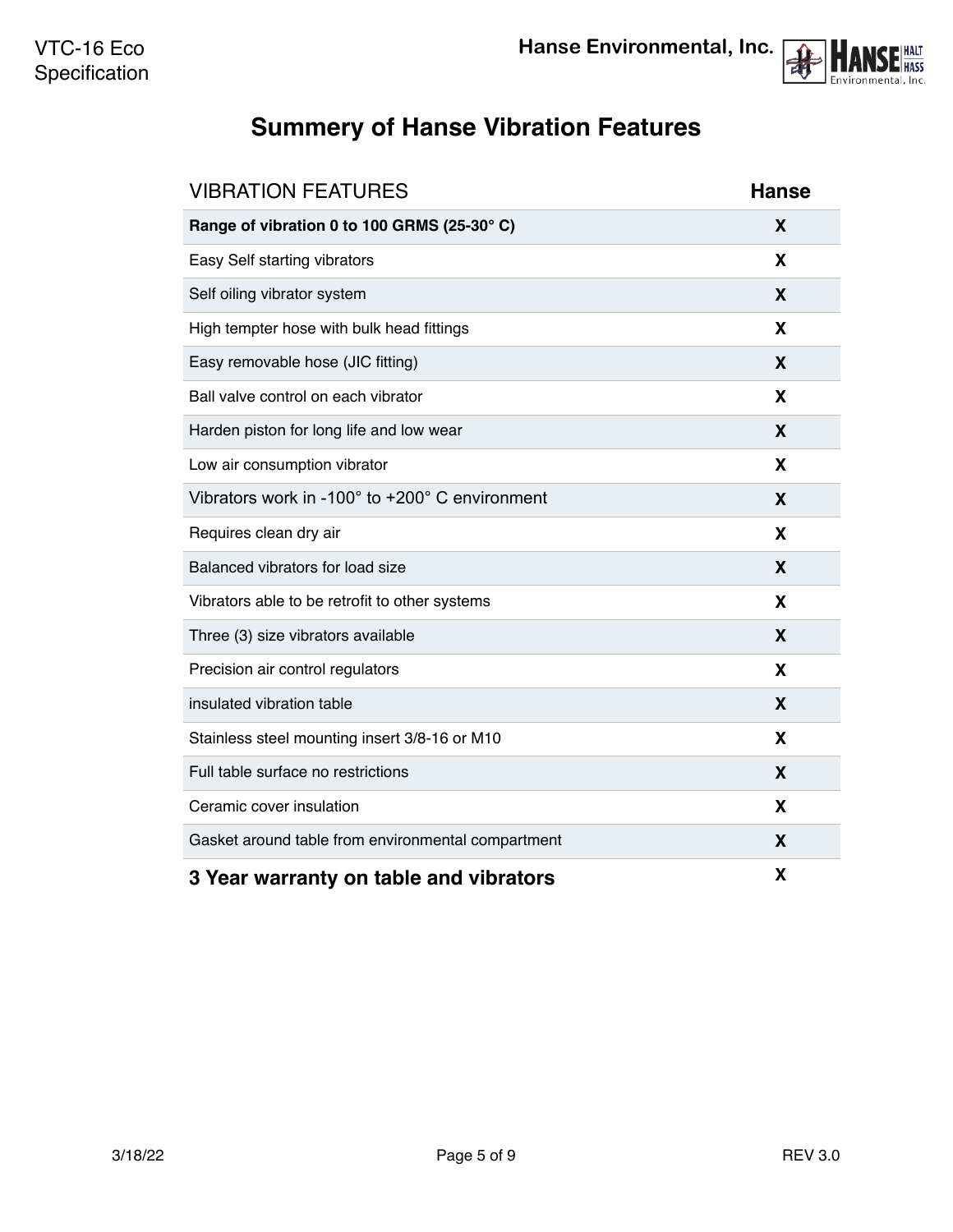# Summery of Hanse Vibration Features

| VIBRATION FEATURES | Hanse |
|---|---|
| **Range of vibration 0 to 100 GRMS (25-30° C)** | **X** |
| Easy Self starting vibrators | **X** |
| Self oiling vibrator system | **X** |
| High tempter hose with bulk head fittings | **X** |
| Easy removable hose (JIC fitting) | **X** |
| Ball valve control on each vibrator | **X** |
| Harden piston for long life and low wear | **X** |
| Low air consumption vibrator | **X** |
| Vibrators work in -100° to +200° C environment | **X** |
| Requires clean dry air | **X** |
| Balanced vibrators for load size | **X** |
| Vibrators able to be retrofit to other systems | **X** |
| Three (3) size vibrators available | **X** |
| Precision air control regulators | **X** |
| insulated vibration table | **X** |
| Stainless steel mounting insert 3/8-16 or M10 | **X** |
| Full table surface no restrictions | **X** |
| Ceramic cover insulation | **X** |
| Gasket around table from environmental compartment | **X** |
| **3 Year warranty on table and vibrators** | **X** |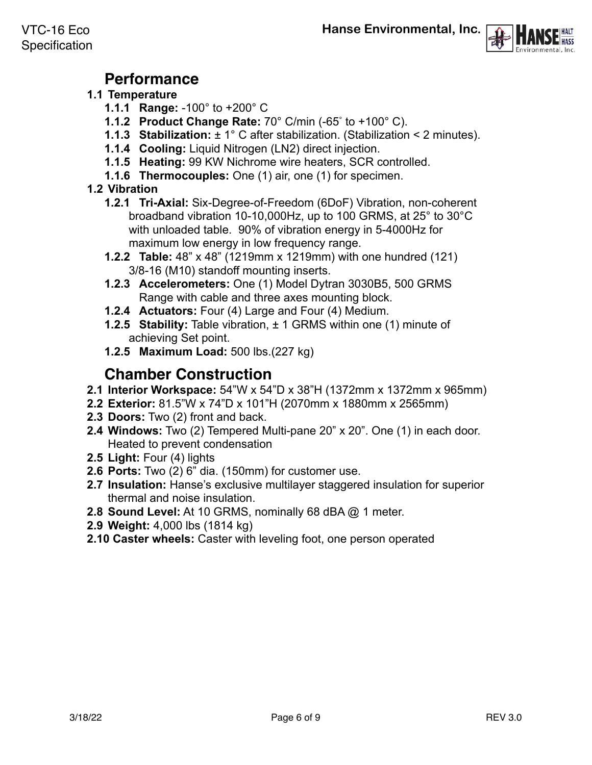## Performance

**1.1 Temperature**

- **1.1.1 Range:** -100° to +200° C
- **1.1.2 Product Change Rate:** 70° C/min (-65° to +100° C).
- **1.1.3 Stabilization:** ± 1° C after stabilization. (Stabilization < 2 minutes).
- **1.1.4 Cooling:** Liquid Nitrogen (LN2) direct injection.
- **1.1.5 Heating:** 99 KW Nichrome wire heaters, SCR controlled.
- **1.1.6 Thermocouples:** One (1) air, one (1) for specimen.

**1.2 Vibration**

- **1.2.1 Tri-Axial:** Six-Degree-of-Freedom (6DoF) Vibration, non-coherent broadband vibration 10-10,000Hz, up to 100 GRMS, at 25° to 30°C with unloaded table. 90% of vibration energy in 5-4000Hz for maximum low energy in low frequency range.
- **1.2.2 Table:** 48" x 48" (1219mm x 1219mm) with one hundred (121) 3/8-16 (M10) standoff mounting inserts.
- **1.2.3 Accelerometers:** One (1) Model Dytran 3030B5, 500 GRMS Range with cable and three axes mounting block.
- **1.2.4 Actuators:** Four (4) Large and Four (4) Medium.
- **1.2.5 Stability:** Table vibration, ± 1 GRMS within one (1) minute of achieving Set point.
- **1.2.5 Maximum Load:** 500 lbs.(227 kg)

## Chamber Construction

- **2.1 Interior Workspace:** 54"W x 54"D x 38"H (1372mm x 1372mm x 965mm)
- **2.2 Exterior:** 81.5"W x 74"D x 101"H (2070mm x 1880mm x 2565mm)
- **2.3 Doors:** Two (2) front and back.
- **2.4 Windows:** Two (2) Tempered Multi-pane 20" x 20". One (1) in each door. Heated to prevent condensation
- **2.5 Light:** Four (4) lights
- **2.6 Ports:** Two (2) 6" dia. (150mm) for customer use.
- **2.7 Insulation:** Hanse's exclusive multilayer staggered insulation for superior thermal and noise insulation.
- **2.8 Sound Level:** At 10 GRMS, nominally 68 dBA @ 1 meter.
- **2.9 Weight:** 4,000 lbs (1814 kg)
- **2.10 Caster wheels:** Caster with leveling foot, one person operated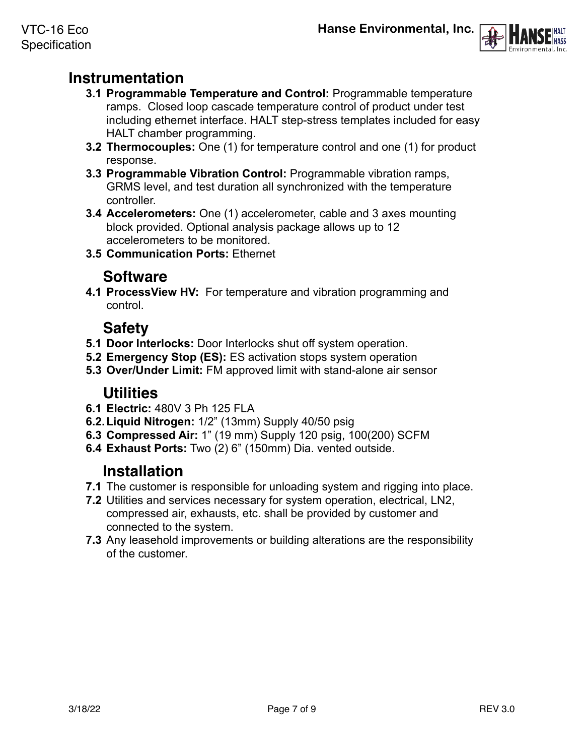## Instrumentation

- **3.1 Programmable Temperature and Control:** Programmable temperature ramps. Closed loop cascade temperature control of product under test including ethernet interface. HALT step-stress templates included for easy HALT chamber programming.
- **3.2 Thermocouples:** One (1) for temperature control and one (1) for product response.
- **3.3 Programmable Vibration Control:** Programmable vibration ramps, GRMS level, and test duration all synchronized with the temperature controller.
- **3.4 Accelerometers:** One (1) accelerometer, cable and 3 axes mounting block provided. Optional analysis package allows up to 12 accelerometers to be monitored.
- **3.5 Communication Ports:** Ethernet

## Software

- **4.1 ProcessView HV:** For temperature and vibration programming and control.

## Safety

- **5.1 Door Interlocks:** Door Interlocks shut off system operation.
- **5.2 Emergency Stop (ES):** ES activation stops system operation
- **5.3 Over/Under Limit:** FM approved limit with stand-alone air sensor

## Utilities

- **6.1 Electric:** 480V 3 Ph 125 FLA
- **6.2. Liquid Nitrogen:** 1/2" (13mm) Supply 40/50 psig
- **6.3 Compressed Air:** 1" (19 mm) Supply 120 psig, 100(200) SCFM
- **6.4 Exhaust Ports:** Two (2) 6" (150mm) Dia. vented outside.

## Installation

- **7.1** The customer is responsible for unloading system and rigging into place.
- **7.2** Utilities and services necessary for system operation, electrical, LN2, compressed air, exhausts, etc. shall be provided by customer and connected to the system.
- **7.3** Any leasehold improvements or building alterations are the responsibility of the customer.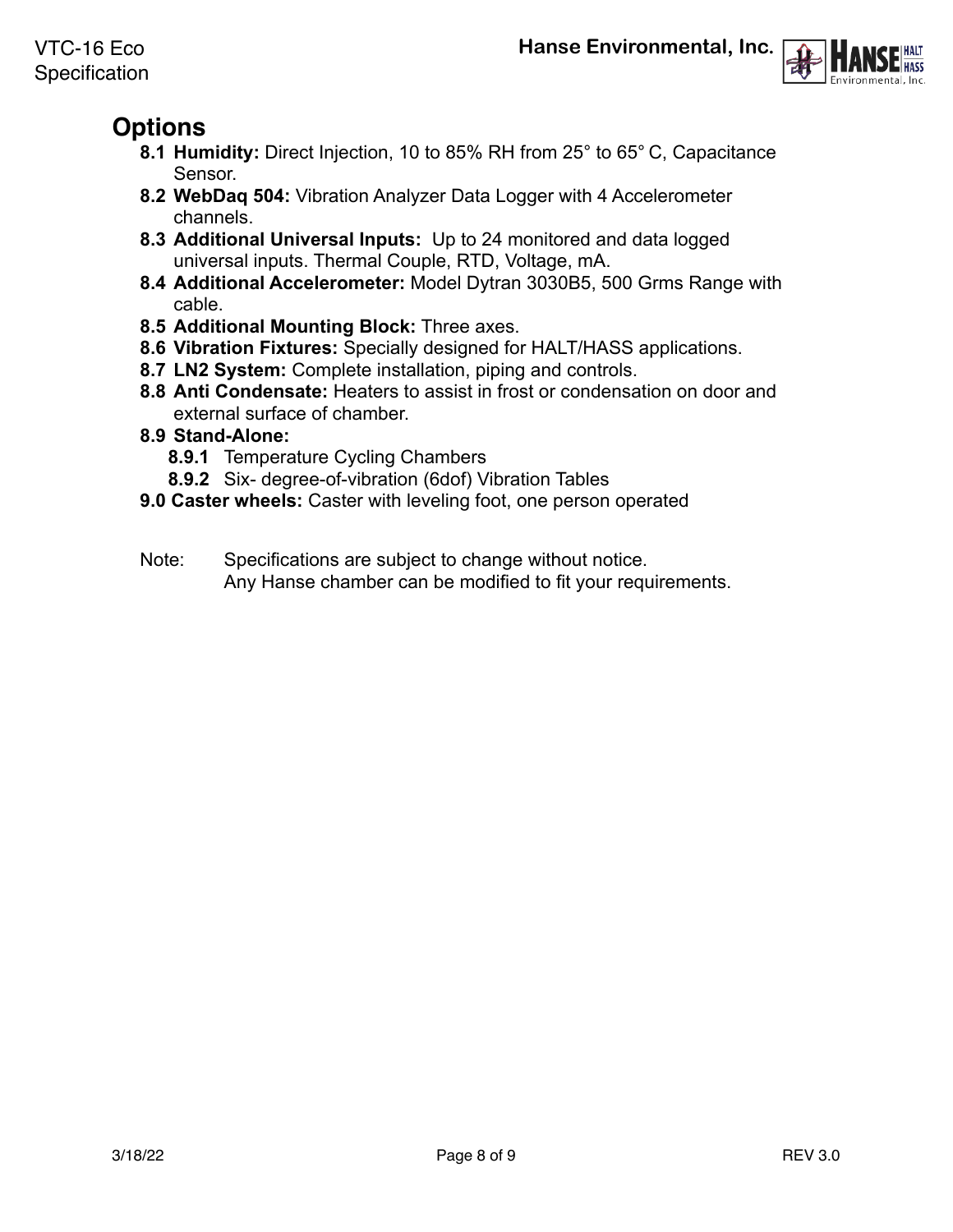## Options

- **8.1 Humidity:** Direct Injection, 10 to 85% RH from 25° to 65° C, Capacitance Sensor.
- **8.2 WebDaq 504:** Vibration Analyzer Data Logger with 4 Accelerometer channels.
- **8.3 Additional Universal Inputs:** Up to 24 monitored and data logged universal inputs. Thermal Couple, RTD, Voltage, mA.
- **8.4 Additional Accelerometer:** Model Dytran 3030B5, 500 Grms Range with cable.
- **8.5 Additional Mounting Block:** Three axes.
- **8.6 Vibration Fixtures:** Specially designed for HALT/HASS applications.
- **8.7 LN2 System:** Complete installation, piping and controls.
- **8.8 Anti Condensate:** Heaters to assist in frost or condensation on door and external surface of chamber.
- **8.9 Stand-Alone:**
  - **8.9.1** Temperature Cycling Chambers
  - **8.9.2** Six- degree-of-vibration (6dof) Vibration Tables
- **9.0 Caster wheels:** Caster with leveling foot, one person operated

Note: Specifications are subject to change without notice.
Any Hanse chamber can be modified to fit your requirements.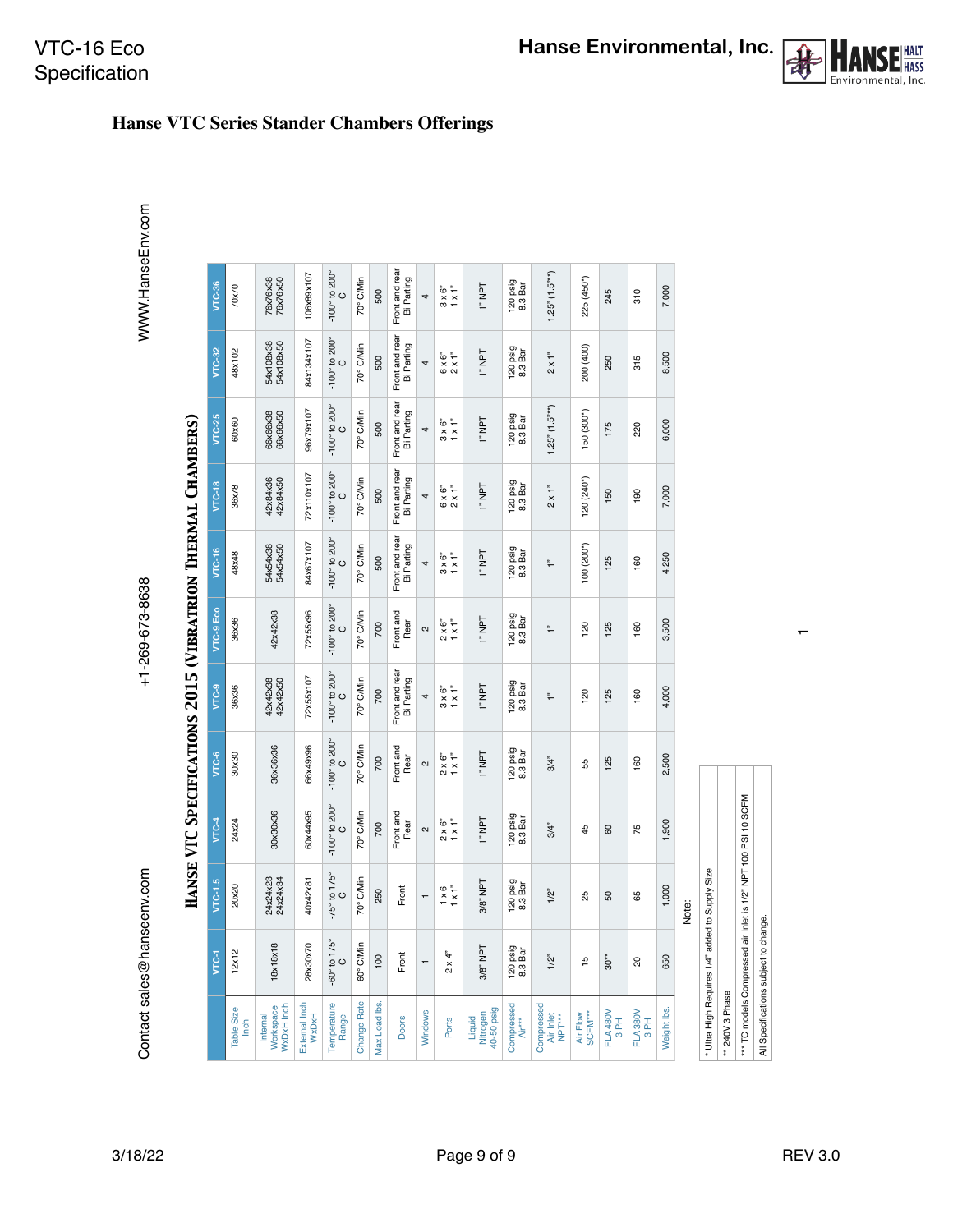## Hanse VTC Series Stander Chambers Offerings

Contact sales@hanseenv.com +1-269-673-8638 WWW.HanseEnv.com

### Hanse VTC Specifications 2015 (Vibratrion Thermal Chambers)

| | VTC-1 | VTC-1.5 | VTC-4 | VTC-6 | VTC-9 | VTC-9 Eco | VTC-16 | VTC-18 | VTC-25 | VTC-32 | VTC-36 |
|---|---|---|---|---|---|---|---|---|---|---|---|
| Table Size Inch | 12x12 | 20x20 | 24x24 | 30x30 | 36x36 | 36x36 | 48x48 | 36x78 | 60x60 | 48x102 | 70x70 |
| Internal Workspace WxDxH Inch | 18x18x18 | 24x24x23 24x24x34 | 30x30x36 | 36x36x36 | 42x42x38 42x42x50 | 42x42x38 | 54x54x38 54x54x50 | 42x84x36 42x84x50 | 66x66x38 66x66x50 | 54x108x38 54x108x50 | 76x76x38 76x76x50 |
| External Inch WxDxH | 28x30x70 | 40x42x81 | 60x44x95 | 66x49x96 | 72x55x107 | 72x55x96 | 84x67x107 | 72x110x107 | 96x79x107 | 84x134x107 | 106x89x107 |
| Temperature Range | -60° to 175° C | -75° to 175° C | -100° to 200° C | -100° to 200° C | -100° to 200° C | -100° to 200° C | -100° to 200° C | -100° to 200° C | -100° to 200° C | -100° to 200° C | -100° to 200° C |
| Change Rate | 60° C/Min | 70° C/Min | 70° C/Min | 70° C/Min | 70° C/Min | 70° C/Min | 70° C/Min | 70° C/Min | 70° C/Min | 70° C/Min | 70° C/Min |
| Max Load lbs. | 100 | 250 | 700 | 700 | 700 | 700 | 500 | 500 | 500 | 500 | 500 |
| Doors | Front | Front | Front and Rear | Front and Rear | Front and rear Bi Parting | Front and Rear | Front and rear Bi Parting | Front and rear Bi Parting | Front and rear Bi Parting | Front and rear Bi Parting | Front and rear Bi Parting |
| Windows | 1 | 1 | 2 | 2 | 4 | 2 | 4 | 4 | 4 | 4 | 4 |
| Ports | 2 x 4" | 1 x 6 1 x 1" | 2 x 6" 1 x 1" | 2 x 6" 1 x 1" | 3 x 6" 1 x 1" | 2 x 6" 1 x 1" | 3 x 6" 1 x 1" | 6 x 6" 2 x 1" | 3 x 6" 1 x 1" | 6 x 6" 2 x 1" | 3 x 6" 1 x 1" |
| Liquid Nitrogen 40-50 psig | 3/8" NPT | 3/8" NPT | 1" NPT | 1" NPT | 1" NPT | 1" NPT | 1" NPT | 1" NPT | 1" NPT | 1" NPT | 1" NPT |
| Compressed Air*** | 120 psig 8.3 Bar | 120 psig 8.3 Bar | 120 psig 8.3 Bar | 120 psig 8.3 Bar | 120 psig 8.3 Bar | 120 psig 8.3 Bar | 120 psig 8.3 Bar | 120 psig 8.3 Bar | 120 psig 8.3 Bar | 120 psig 8.3 Bar | 120 psig 8.3 Bar |
| Compressed Air Inlet NPT*** | 1/2" | 1/2" | 3/4" | 3/4" | 1" | 1" | 1" | 2 x 1" | 1.25" (1.5"*) | 2 x 1" | 1.25" (1.5"*) |
| Air Flow SCFM*** | 15 | 25 | 45 | 55 | 120 | 120 | 100 (200*) | 120 (240*) | 150 (300*) | 200 (400) | 225 (450*) |
| FLA 480V 3 PH | 30** | 50 | 60 | 125 | 125 | 125 | 125 | 150 | 175 | 250 | 245 |
| FLA 380V 3 PH | 20 | 65 | 75 | 160 | 160 | 160 | 160 | 190 | 220 | 315 | 310 |
| Weight lbs. | 650 | 1,000 | 1,900 | 2,500 | 4,000 | 3,500 | 4,250 | 7,000 | 6,000 | 8,500 | 7,000 |

Note:

| |
|---|
| * Ultra High Requires 1/4" added to Supply Size |
| ** 240V 3 Phase |
| *** TC models Compressed air Inlet is 1/2" NPT 100 PSI 10 SCFM |
| All Specifications subject to change. |